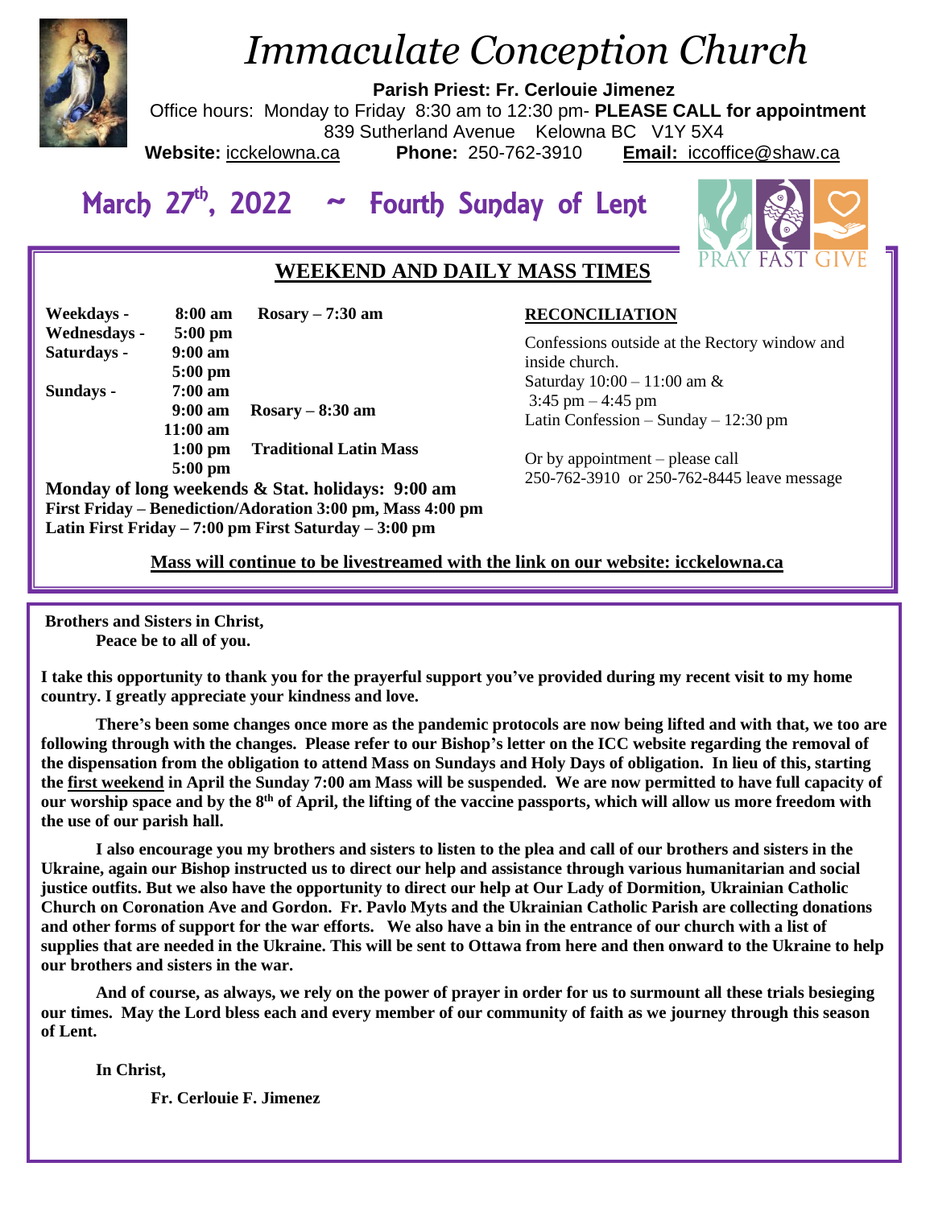# *Immaculate Conception Church*

**Parish Priest: Fr. Cerlouie Jimenez**

Office hours: Monday to Friday 8:30 am to 12:30 pm- **PLEASE CALL for appointment**

839 Sutherland Avenue Kelowna BC V1Y 5X4

**Website:** icckelowna.ca **Phone:** 250-762-3910 **Email:** iccoffice@shaw.ca

## March 27th, 2022 ~ Fourth Sunday of Lent

PRAY FAST GIVE

### WEEKEND AND DAILY MASS TIMES

| | | |
|---|---|---|
| **Weekdays -** | **8:00 am** | **Rosary – 7:30 am** |
| **Wednesdays -** | **5:00 pm** | |
| **Saturdays -** | **9:00 am** | |
| | **5:00 pm** | |
| **Sundays -** | **7:00 am** | |
| | **9:00 am** | **Rosary – 8:30 am** |
| | **11:00 am** | |
| | **1:00 pm** | **Traditional Latin Mass** |
| | **5:00 pm** | |

**Monday of long weekends & Stat. holidays: 9:00 am**
**First Friday – Benediction/Adoration 3:00 pm, Mass 4:00 pm**
**Latin First Friday – 7:00 pm First Saturday – 3:00 pm**

**RECONCILIATION**

Confessions outside at the Rectory window and inside church.
Saturday 10:00 – 11:00 am &
3:45 pm – 4:45 pm
Latin Confession – Sunday – 12:30 pm

Or by appointment – please call
250-762-3910 or 250-762-8445 leave message

**Mass will continue to be livestreamed with the link on our website: icckelowna.ca**

---

**Brothers and Sisters in Christ,**
**Peace be to all of you.**

**I take this opportunity to thank you for the prayerful support you've provided during my recent visit to my home country. I greatly appreciate your kindness and love.**

**There's been some changes once more as the pandemic protocols are now being lifted and with that, we too are following through with the changes. Please refer to our Bishop's letter on the ICC website regarding the removal of the dispensation from the obligation to attend Mass on Sundays and Holy Days of obligation. In lieu of this, starting the first weekend in April the Sunday 7:00 am Mass will be suspended. We are now permitted to have full capacity of our worship space and by the 8th of April, the lifting of the vaccine passports, which will allow us more freedom with the use of our parish hall.**

**I also encourage you my brothers and sisters to listen to the plea and call of our brothers and sisters in the Ukraine, again our Bishop instructed us to direct our help and assistance through various humanitarian and social justice outfits. But we also have the opportunity to direct our help at Our Lady of Dormition, Ukrainian Catholic Church on Coronation Ave and Gordon. Fr. Pavlo Myts and the Ukrainian Catholic Parish are collecting donations and other forms of support for the war efforts. We also have a bin in the entrance of our church with a list of supplies that are needed in the Ukraine. This will be sent to Ottawa from here and then onward to the Ukraine to help our brothers and sisters in the war.**

**And of course, as always, we rely on the power of prayer in order for us to surmount all these trials besieging our times. May the Lord bless each and every member of our community of faith as we journey through this season of Lent.**

**In Christ,**

**Fr. Cerlouie F. Jimenez**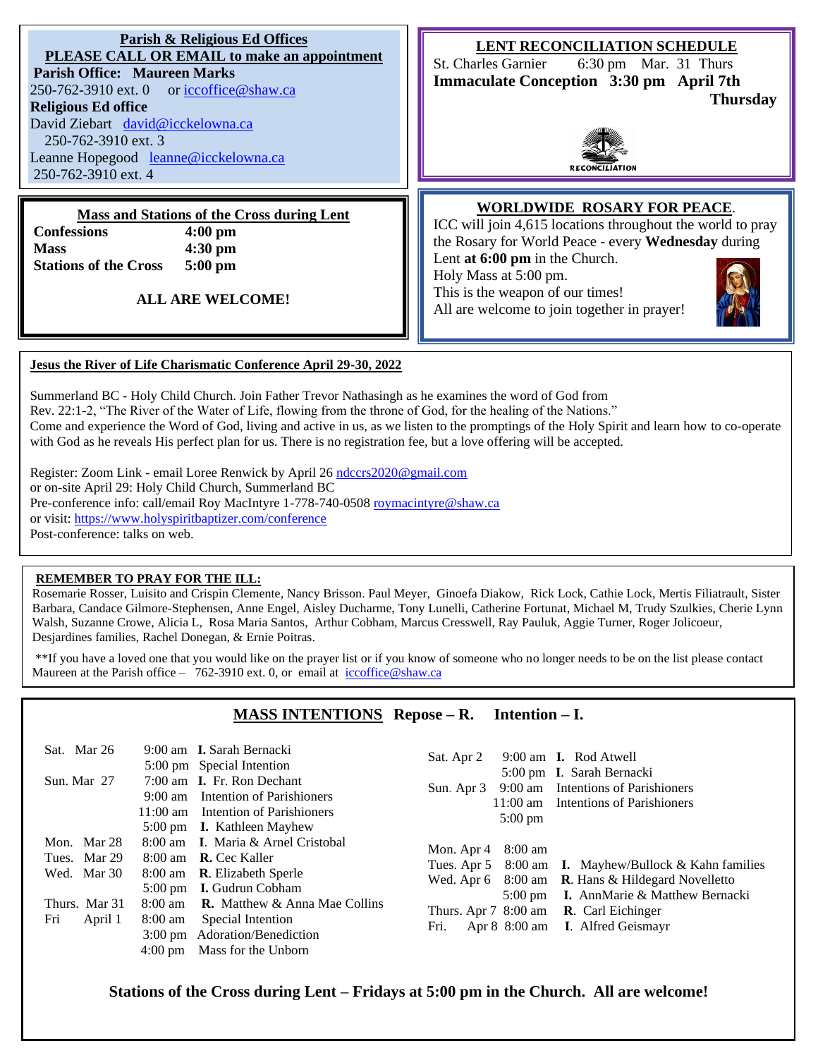**Parish & Religious Ed Offices**

**PLEASE CALL OR EMAIL to make an appointment**

**Parish Office: Maureen Marks**
250-762-3910 ext. 0 or iccoffice@shaw.ca

**Religious Ed office**
David Ziebart david@icckelowna.ca
250-762-3910 ext. 3
Leanne Hopegood leanne@icckelowna.ca
250-762-3910 ext. 4

**LENT RECONCILIATION SCHEDULE**

St. Charles Garnier 6:30 pm Mar. 31 Thurs
**Immaculate Conception 3:30 pm April 7th Thursday**

**Mass and Stations of the Cross during Lent**

| | |
|---|---|
| **Confessions** | **4:00 pm** |
| **Mass** | **4:30 pm** |
| **Stations of the Cross** | **5:00 pm** |

**ALL ARE WELCOME!**

**WORLDWIDE ROSARY FOR PEACE**.

ICC will join 4,615 locations throughout the world to pray the Rosary for World Peace - every **Wednesday** during Lent **at 6:00 pm** in the Church.
Holy Mass at 5:00 pm.
This is the weapon of our times!
All are welcome to join together in prayer!

**Jesus the River of Life Charismatic Conference April 29-30, 2022**

Summerland BC - Holy Child Church. Join Father Trevor Nathasingh as he examines the word of God from Rev. 22:1-2, "The River of the Water of Life, flowing from the throne of God, for the healing of the Nations."
Come and experience the Word of God, living and active in us, as we listen to the promptings of the Holy Spirit and learn how to co-operate with God as he reveals His perfect plan for us. There is no registration fee, but a love offering will be accepted.

Register: Zoom Link - email Loree Renwick by April 26 ndccrs2020@gmail.com
or on-site April 29: Holy Child Church, Summerland BC
Pre-conference info: call/email Roy MacIntyre 1-778-740-0508 roymacintyre@shaw.ca
or visit: https://www.holyspiritbaptizer.com/conference
Post-conference: talks on web.

**REMEMBER TO PRAY FOR THE ILL:**

Rosemarie Rosser, Luisito and Crispin Clemente, Nancy Brisson. Paul Meyer, Ginoefa Diakow, Rick Lock, Cathie Lock, Mertis Filiatrault, Sister Barbara, Candace Gilmore-Stephensen, Anne Engel, Aisley Ducharme, Tony Lunelli, Catherine Fortunat, Michael M, Trudy Szulkies, Cherie Lynn Walsh, Suzanne Crowe, Alicia L, Rosa Maria Santos, Arthur Cobham, Marcus Cresswell, Ray Pauluk, Aggie Turner, Roger Jolicoeur, Desjardines families, Rachel Donegan, & Ernie Poitras.

**If you have a loved one that you would like on the prayer list or if you know of someone who no longer needs to be on the list please contact Maureen at the Parish office – 762-3910 ext. 0, or email at iccoffice@shaw.ca

**MASS INTENTIONS Repose – R. Intention – I.**

| Day | Time | Intention |
|---|---|---|
| Sat. Mar 26 | 9:00 am | **I.** Sarah Bernacki |
| | 5:00 pm | Special Intention |
| Sun. Mar 27 | 7:00 am | **I.** Fr. Ron Dechant |
| | 9:00 am | Intention of Parishioners |
| | 11:00 am | Intention of Parishioners |
| | 5:00 pm | **I.** Kathleen Mayhew |
| Mon. Mar 28 | 8:00 am | **I**. Maria & Arnel Cristobal |
| Tues. Mar 29 | 8:00 am | **R.** Cec Kaller |
| Wed. Mar 30 | 8:00 am | **R**. Elizabeth Sperle |
| | 5:00 pm | **I.** Gudrun Cobham |
| Thurs. Mar 31 | 8:00 am | **R.** Matthew & Anna Mae Collins |
| Fri April 1 | 8:00 am | Special Intention |
| | 3:00 pm | Adoration/Benediction |
| | 4:00 pm | Mass for the Unborn |

| Day | Time | Intention |
|---|---|---|
| Sat. Apr 2 | 9:00 am | **I.** Rod Atwell |
| | 5:00 pm | **I.** Sarah Bernacki |
| Sun. Apr 3 | 9:00 am | Intentions of Parishioners |
| | 11:00 am | Intentions of Parishioners |
| | 5:00 pm | |
| Mon. Apr 4 | 8:00 am | |
| Tues. Apr 5 | 8:00 am | **I.** Mayhew/Bullock & Kahn families |
| Wed. Apr 6 | 8:00 am | **R**. Hans & Hildegard Novelletto |
| | 5:00 pm | **I.** AnnMarie & Matthew Bernacki |
| Thurs. Apr 7 | 8:00 am | **R**. Carl Eichinger |
| Fri. Apr 8 | 8:00 am | **I**. Alfred Geismayr |

**Stations of the Cross during Lent – Fridays at 5:00 pm in the Church. All are welcome!**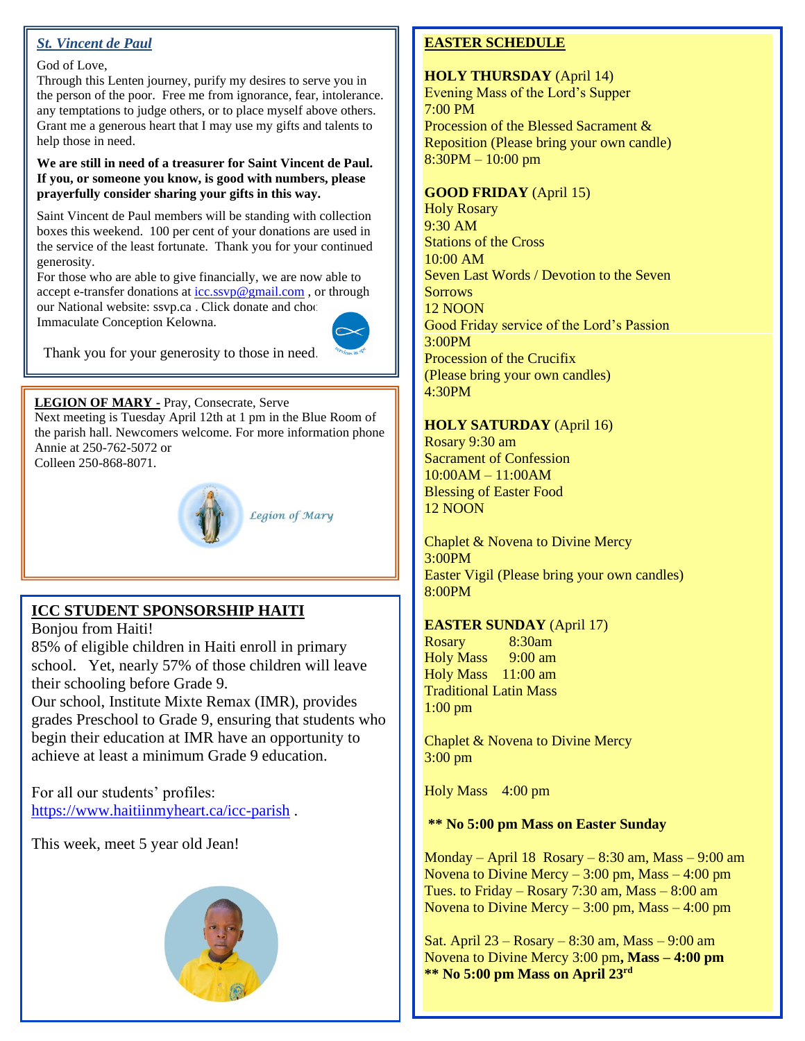## *St. Vincent de Paul*

God of Love,
Through this Lenten journey, purify my desires to serve you in the person of the poor. Free me from ignorance, fear, intolerance. any temptations to judge others, or to place myself above others. Grant me a generous heart that I may use my gifts and talents to help those in need.

**We are still in need of a treasurer for Saint Vincent de Paul. If you, or someone you know, is good with numbers, please prayerfully consider sharing your gifts in this way.**

Saint Vincent de Paul members will be standing with collection boxes this weekend. 100 per cent of your donations are used in the service of the least fortunate. Thank you for your continued generosity.
For those who are able to give financially, we are now able to accept e-transfer donations at icc.ssvp@gmail.com , or through our National website: ssvp.ca . Click donate and choo Immaculate Conception Kelowna.

Thank you for your generosity to those in need.

**LEGION OF MARY -** Pray, Consecrate, Serve
Next meeting is Tuesday April 12th at 1 pm in the Blue Room of the parish hall. Newcomers welcome. For more information phone Annie at 250-762-5072 or
Colleen 250-868-8071.

Legion of Mary

## ICC STUDENT SPONSORSHIP HAITI

Bonjou from Haiti!
85% of eligible children in Haiti enroll in primary school. Yet, nearly 57% of those children will leave their schooling before Grade 9.
Our school, Institute Mixte Remax (IMR), provides grades Preschool to Grade 9, ensuring that students who begin their education at IMR have an opportunity to achieve at least a minimum Grade 9 education.

For all our students' profiles:
https://www.haitiinmyheart.ca/icc-parish .

This week, meet 5 year old Jean!

## EASTER SCHEDULE

**HOLY THURSDAY** (April 14)
Evening Mass of the Lord's Supper
7:00 PM
Procession of the Blessed Sacrament & Reposition (Please bring your own candle)
8:30PM – 10:00 pm

**GOOD FRIDAY** (April 15)
Holy Rosary
9:30 AM
Stations of the Cross
10:00 AM
Seven Last Words / Devotion to the Seven Sorrows
12 NOON
Good Friday service of the Lord's Passion
3:00PM
Procession of the Crucifix
(Please bring your own candles)
4:30PM

**HOLY SATURDAY** (April 16)
Rosary 9:30 am
Sacrament of Confession
10:00AM – 11:00AM
Blessing of Easter Food
12 NOON

Chaplet & Novena to Divine Mercy
3:00PM
Easter Vigil (Please bring your own candles)
8:00PM

**EASTER SUNDAY** (April 17)
Rosary 8:30am
Holy Mass 9:00 am
Holy Mass 11:00 am
Traditional Latin Mass
1:00 pm

Chaplet & Novena to Divine Mercy
3:00 pm

Holy Mass 4:00 pm

**\*\* No 5:00 pm Mass on Easter Sunday**

Monday – April 18 Rosary – 8:30 am, Mass – 9:00 am
Novena to Divine Mercy – 3:00 pm, Mass – 4:00 pm
Tues. to Friday – Rosary 7:30 am, Mass – 8:00 am
Novena to Divine Mercy – 3:00 pm, Mass – 4:00 pm

Sat. April 23 – Rosary – 8:30 am, Mass – 9:00 am
Novena to Divine Mercy 3:00 pm**, Mass – 4:00 pm**
**\*\* No 5:00 pm Mass on April 23rd**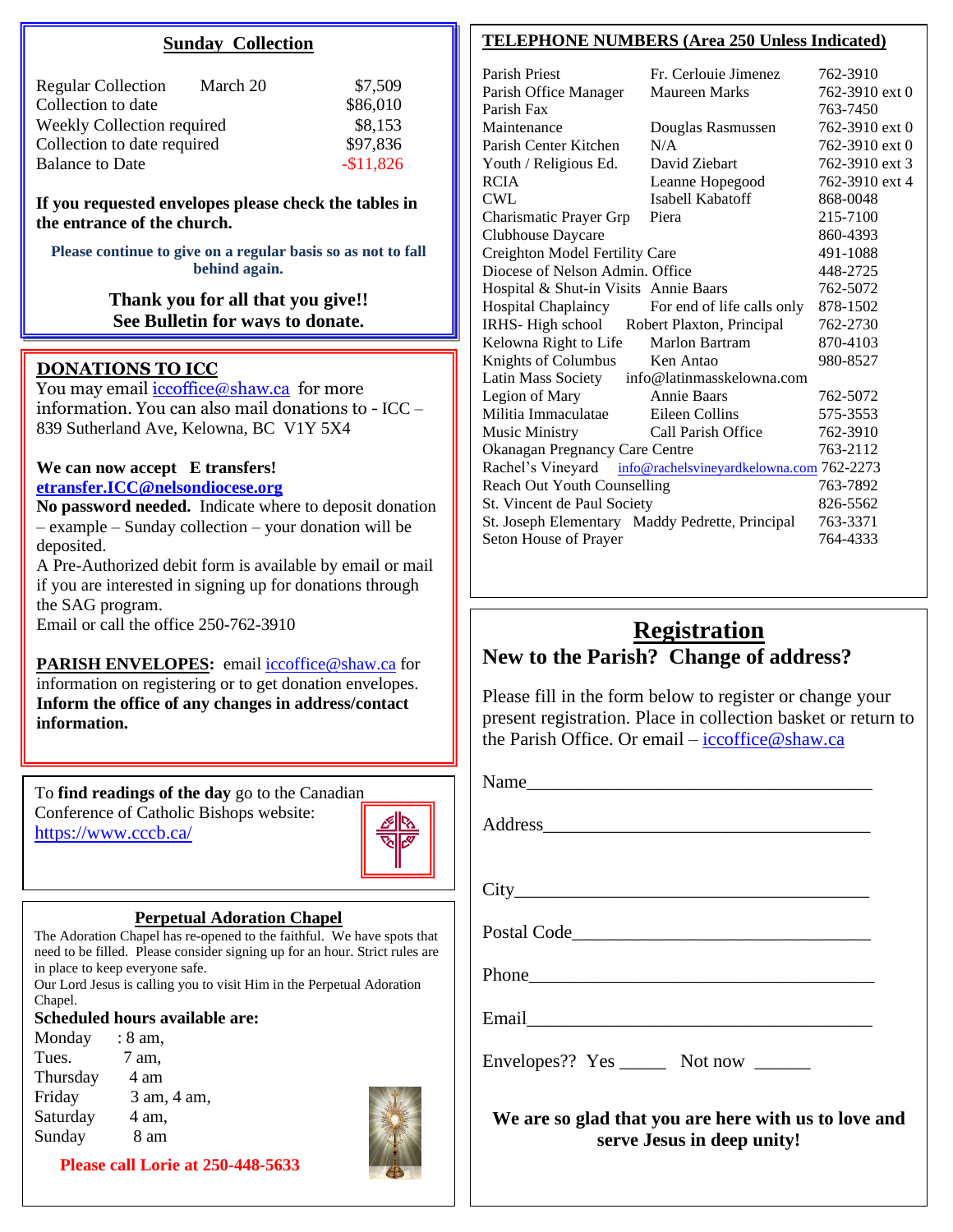## Sunday Collection

| | | |
|---|---|---|
| Regular Collection | March 20 | $7,509 |
| Collection to date | | $86,010 |
| Weekly Collection required | | $8,153 |
| Collection to date required | | $97,836 |
| Balance to Date | | -$11,826 |

**If you requested envelopes please check the tables in the entrance of the church.**

**Please continue to give on a regular basis so as not to fall behind again.**

**Thank you for all that you give!!**
**See Bulletin for ways to donate.**

## DONATIONS TO ICC

You may email iccoffice@shaw.ca for more information. You can also mail donations to - ICC – 839 Sutherland Ave, Kelowna, BC V1Y 5X4

**We can now accept E transfers!**
**etransfer.ICC@nelsondiocese.org**
**No password needed.** Indicate where to deposit donation – example – Sunday collection – your donation will be deposited.
A Pre-Authorized debit form is available by email or mail if you are interested in signing up for donations through the SAG program.
Email or call the office 250-762-3910

**PARISH ENVELOPES:** email iccoffice@shaw.ca for information on registering or to get donation envelopes. **Inform the office of any changes in address/contact information.**

To **find readings of the day** go to the Canadian Conference of Catholic Bishops website: https://www.cccb.ca/

## Perpetual Adoration Chapel

The Adoration Chapel has re-opened to the faithful. We have spots that need to be filled. Please consider signing up for an hour. Strict rules are in place to keep everyone safe.
Our Lord Jesus is calling you to visit Him in the Perpetual Adoration Chapel.

**Scheduled hours available are:**

Monday : 8 am,
Tues. 7 am,
Thursday 4 am
Friday 3 am, 4 am,
Saturday 4 am,
Sunday 8 am

**Please call Lorie at 250-448-5633**

## TELEPHONE NUMBERS (Area 250 Unless Indicated)

| | | |
|---|---|---|
| Parish Priest | Fr. Cerlouie Jimenez | 762-3910 |
| Parish Office Manager | Maureen Marks | 762-3910 ext 0 |
| Parish Fax | | 763-7450 |
| Maintenance | Douglas Rasmussen | 762-3910 ext 0 |
| Parish Center Kitchen | N/A | 762-3910 ext 0 |
| Youth / Religious Ed. | David Ziebart | 762-3910 ext 3 |
| RCIA | Leanne Hopegood | 762-3910 ext 4 |
| CWL | Isabell Kabatoff | 868-0048 |
| Charismatic Prayer Grp | Piera | 215-7100 |
| Clubhouse Daycare | | 860-4393 |
| Creighton Model Fertility Care | | 491-1088 |
| Diocese of Nelson Admin. Office | | 448-2725 |
| Hospital & Shut-in Visits | Annie Baars | 762-5072 |
| Hospital Chaplaincy | For end of life calls only | 878-1502 |
| IRHS- High school | Robert Plaxton, Principal | 762-2730 |
| Kelowna Right to Life | Marlon Bartram | 870-4103 |
| Knights of Columbus | Ken Antao | 980-8527 |
| Latin Mass Society | info@latinmasskelowna.com | |
| Legion of Mary | Annie Baars | 762-5072 |
| Militia Immaculatae | Eileen Collins | 575-3553 |
| Music Ministry | Call Parish Office | 762-3910 |
| Okanagan Pregnancy Care Centre | | 763-2112 |
| Rachel's Vineyard | info@rachelsvineyardkelowna.com | 762-2273 |
| Reach Out Youth Counselling | | 763-7892 |
| St. Vincent de Paul Society | | 826-5562 |
| St. Joseph Elementary | Maddy Pedrette, Principal | 763-3371 |
| Seton House of Prayer | | 764-4333 |

## Registration

### New to the Parish? Change of address?

Please fill in the form below to register or change your present registration. Place in collection basket or return to the Parish Office. Or email – iccoffice@shaw.ca

Name_____________________________________

Address___________________________________

City______________________________________

Postal Code_______________________________

Phone____________________________________

Email_____________________________________

Envelopes?? Yes _____ Not now ______

**We are so glad that you are here with us to love and serve Jesus in deep unity!**